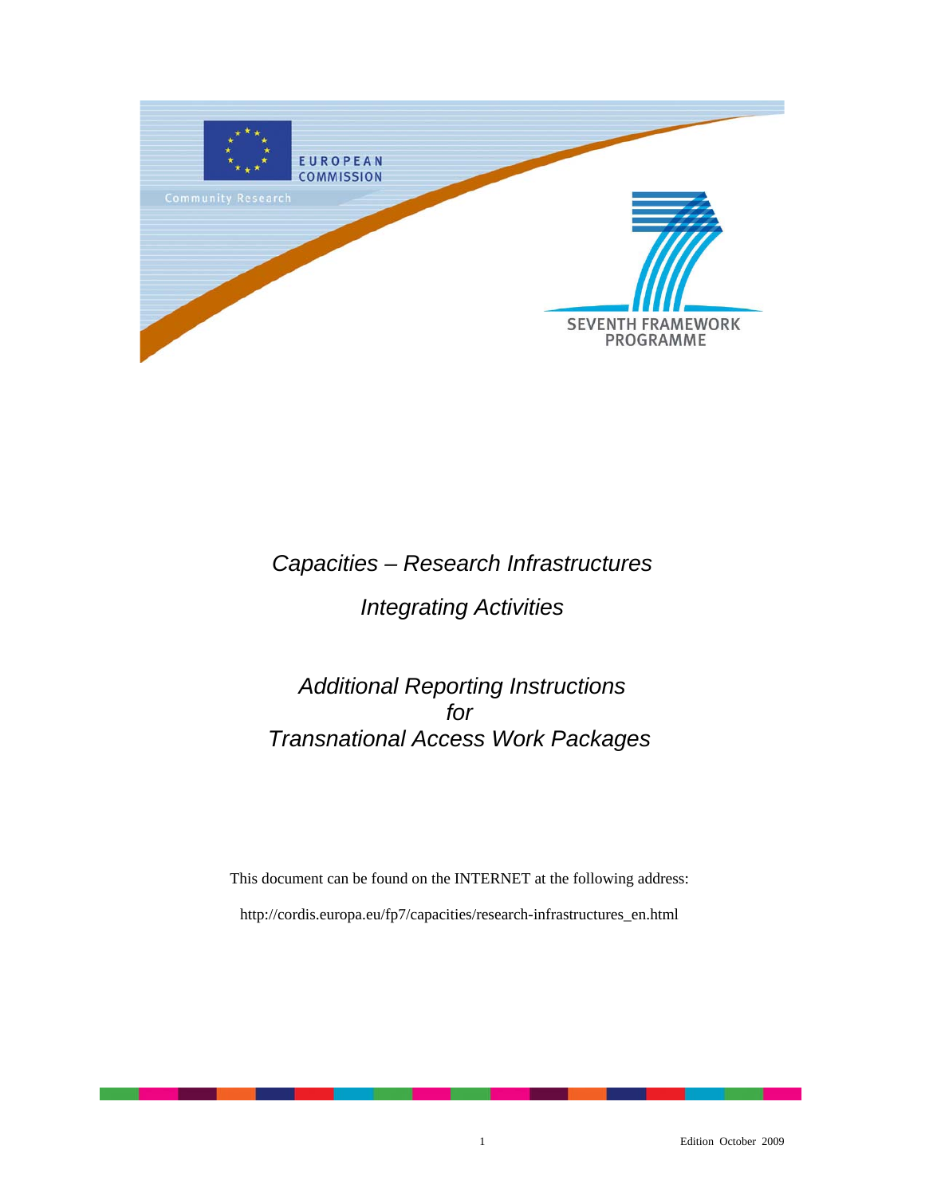EUROPEAN COMMISSION

Community Research

SEVENTH FRAMEWORK PROGRAMME

# *Capacities – Research Infrastructures*

# *Integrating Activities*

# *Additional Reporting Instructions for Transnational Access Work Packages*

This document can be found on the INTERNET at the following address:

http://cordis.europa.eu/fp7/capacities/research-infrastructures_en.html

Edition October 2009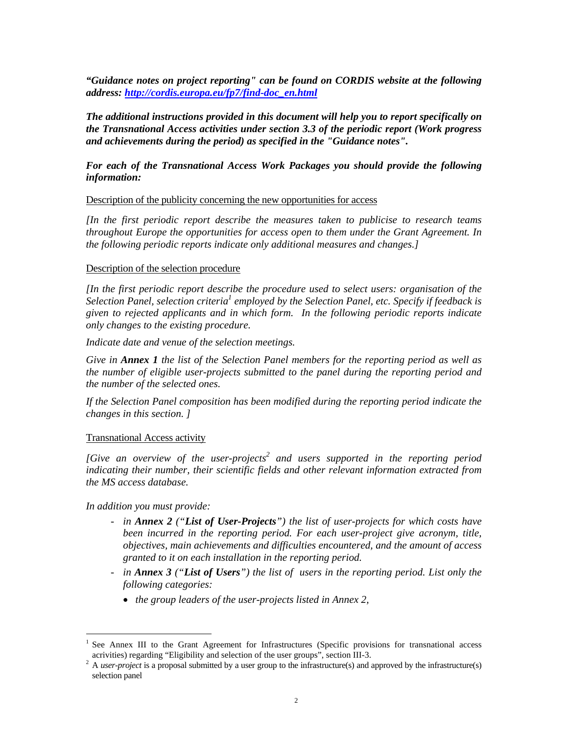***"Guidance notes on project reporting" can be found on CORDIS website at the following address: [http://cordis.europa.eu/fp7/find-doc_en.html](http://cordis.europa.eu/fp7/find-doc_en.html)***

***The additional instructions provided in this document will help you to report specifically on the Transnational Access activities under section 3.3 of the periodic report (Work progress and achievements during the period) as specified in the "Guidance notes".***

***For each of the Transnational Access Work Packages you should provide the following information:***

Description of the publicity concerning the new opportunities for access

*[In the first periodic report describe the measures taken to publicise to research teams throughout Europe the opportunities for access open to them under the Grant Agreement. In the following periodic reports indicate only additional measures and changes.]*

Description of the selection procedure

*[In the first periodic report describe the procedure used to select users: organisation of the Selection Panel, selection criteria[1] employed by the Selection Panel, etc. Specify if feedback is given to rejected applicants and in which form. In the following periodic reports indicate only changes to the existing procedure.*

*Indicate date and venue of the selection meetings.*

*Give in **Annex 1** the list of the Selection Panel members for the reporting period as well as the number of eligible user-projects submitted to the panel during the reporting period and the number of the selected ones.*

*If the Selection Panel composition has been modified during the reporting period indicate the changes in this section. ]*

Transnational Access activity

*[Give an overview of the user-projects[2] and users supported in the reporting period indicating their number, their scientific fields and other relevant information extracted from the MS access database.*

*In addition you must provide:*

- *in **Annex 2** ("**List of User-Projects**") the list of user-projects for which costs have been incurred in the reporting period. For each user-project give acronym, title, objectives, main achievements and difficulties encountered, and the amount of access granted to it on each installation in the reporting period.*
- *in **Annex 3** ("**List of Users**") the list of users in the reporting period. List only the following categories:*
  - *the group leaders of the user-projects listed in Annex 2,*

---

[1] See Annex III to the Grant Agreement for Infrastructures (Specific provisions for transnational access acrivities) regarding "Eligibility and selection of the user groups", section III-3.

[2] A *user-project* is a proposal submitted by a user group to the infrastructure(s) and approved by the infrastructure(s) selection panel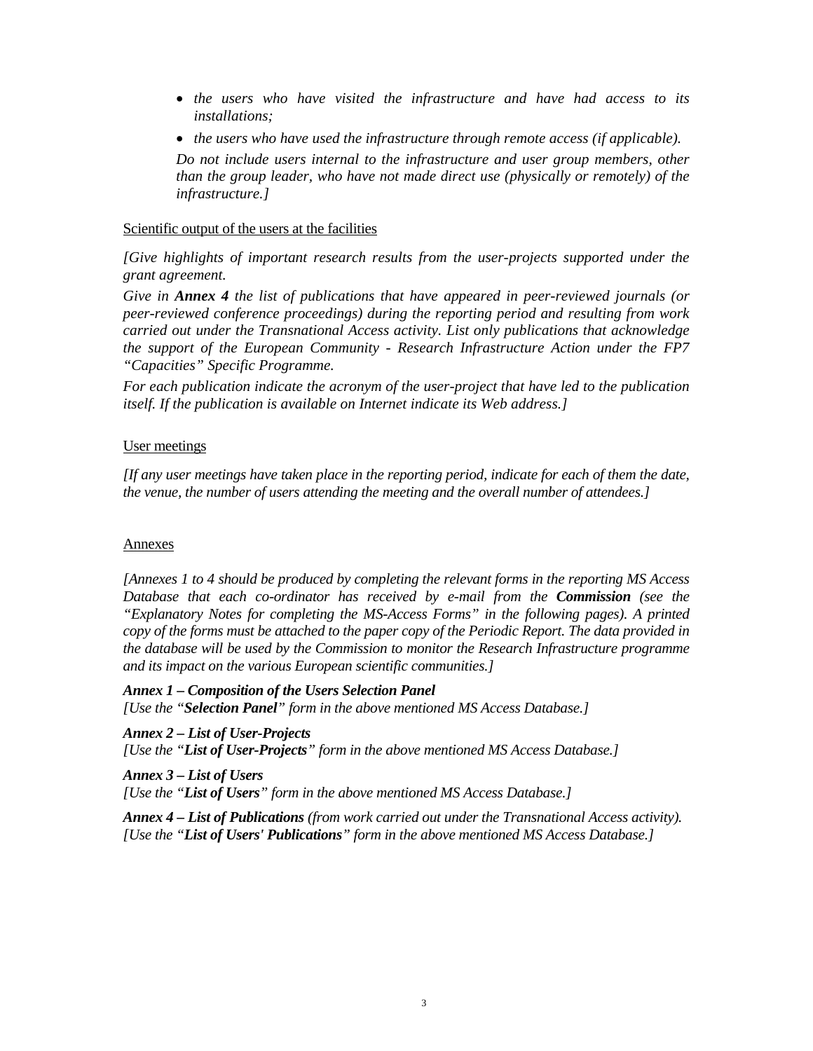- *the users who have visited the infrastructure and have had access to its installations;*
- *the users who have used the infrastructure through remote access (if applicable).*

  *Do not include users internal to the infrastructure and user group members, other than the group leader, who have not made direct use (physically or remotely) of the infrastructure.]*

<u>Scientific output of the users at the facilities</u>

*[Give highlights of important research results from the user-projects supported under the grant agreement.*

*Give in **Annex 4** the list of publications that have appeared in peer-reviewed journals (or peer-reviewed conference proceedings) during the reporting period and resulting from work carried out under the Transnational Access activity. List only publications that acknowledge the support of the European Community - Research Infrastructure Action under the FP7 "Capacities" Specific Programme.*

*For each publication indicate the acronym of the user-project that have led to the publication itself. If the publication is available on Internet indicate its Web address.]*

<u>User meetings</u>

*[If any user meetings have taken place in the reporting period, indicate for each of them the date, the venue, the number of users attending the meeting and the overall number of attendees.]*

<u>Annexes</u>

*[Annexes 1 to 4 should be produced by completing the relevant forms in the reporting MS Access Database that each co-ordinator has received by e-mail from the **Commission** (see the "Explanatory Notes for completing the MS-Access Forms" in the following pages). A printed copy of the forms must be attached to the paper copy of the Periodic Report. The data provided in the database will be used by the Commission to monitor the Research Infrastructure programme and its impact on the various European scientific communities.]*

***Annex 1 – Composition of the Users Selection Panel***
*[Use the "**Selection Panel**" form in the above mentioned MS Access Database.]*

***Annex 2 – List of User-Projects***
*[Use the "**List of User-Projects**" form in the above mentioned MS Access Database.]*

***Annex 3 – List of Users***
*[Use the "**List of Users**" form in the above mentioned MS Access Database.]*

***Annex 4 – List of Publications** (from work carried out under the Transnational Access activity).*
*[Use the "**List of Users' Publications**" form in the above mentioned MS Access Database.]*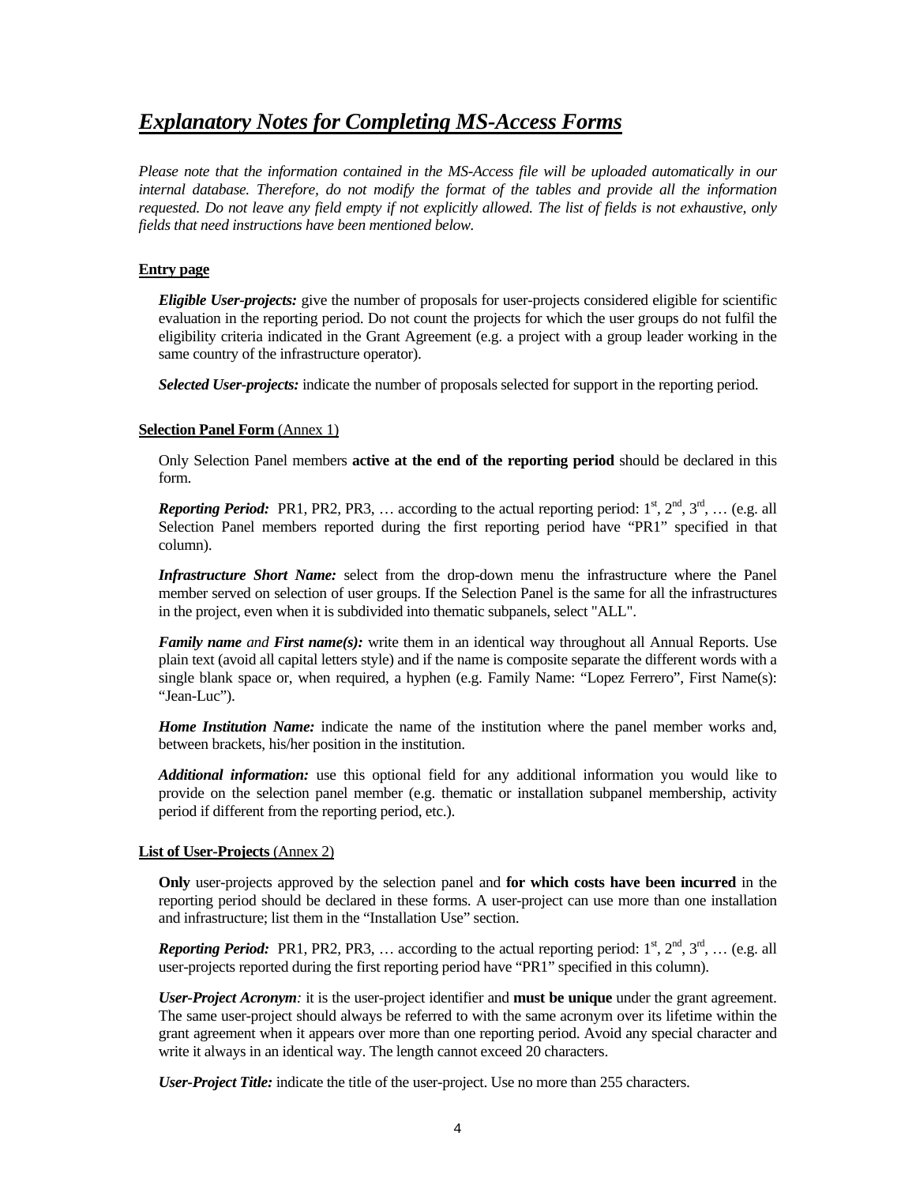# ***Explanatory Notes for Completing MS-Access Forms***

*Please note that the information contained in the MS-Access file will be uploaded automatically in our internal database. Therefore, do not modify the format of the tables and provide all the information requested. Do not leave any field empty if not explicitly allowed. The list of fields is not exhaustive, only fields that need instructions have been mentioned below.*

**Entry page**

***Eligible User-projects:*** give the number of proposals for user-projects considered eligible for scientific evaluation in the reporting period. Do not count the projects for which the user groups do not fulfil the eligibility criteria indicated in the Grant Agreement (e.g. a project with a group leader working in the same country of the infrastructure operator).

***Selected User-projects:*** indicate the number of proposals selected for support in the reporting period.

**Selection Panel Form** (Annex 1)

Only Selection Panel members **active at the end of the reporting period** should be declared in this form.

***Reporting Period:*** PR1, PR2, PR3, … according to the actual reporting period: 1st, 2nd, 3rd, … (e.g. all Selection Panel members reported during the first reporting period have "PR1" specified in that column).

***Infrastructure Short Name:*** select from the drop-down menu the infrastructure where the Panel member served on selection of user groups. If the Selection Panel is the same for all the infrastructures in the project, even when it is subdivided into thematic subpanels, select "ALL".

***Family name*** *and* ***First name(s):*** write them in an identical way throughout all Annual Reports. Use plain text (avoid all capital letters style) and if the name is composite separate the different words with a single blank space or, when required, a hyphen (e.g. Family Name: "Lopez Ferrero", First Name(s): "Jean-Luc").

***Home Institution Name:*** indicate the name of the institution where the panel member works and, between brackets, his/her position in the institution.

***Additional information:*** use this optional field for any additional information you would like to provide on the selection panel member (e.g. thematic or installation subpanel membership, activity period if different from the reporting period, etc.).

**List of User-Projects** (Annex 2)

**Only** user-projects approved by the selection panel and **for which costs have been incurred** in the reporting period should be declared in these forms. A user-project can use more than one installation and infrastructure; list them in the "Installation Use" section.

***Reporting Period:*** PR1, PR2, PR3, … according to the actual reporting period: 1st, 2nd, 3rd, … (e.g. all user-projects reported during the first reporting period have "PR1" specified in this column).

***User-Project Acronym:*** it is the user-project identifier and **must be unique** under the grant agreement. The same user-project should always be referred to with the same acronym over its lifetime within the grant agreement when it appears over more than one reporting period. Avoid any special character and write it always in an identical way. The length cannot exceed 20 characters.

***User-Project Title:*** indicate the title of the user-project. Use no more than 255 characters.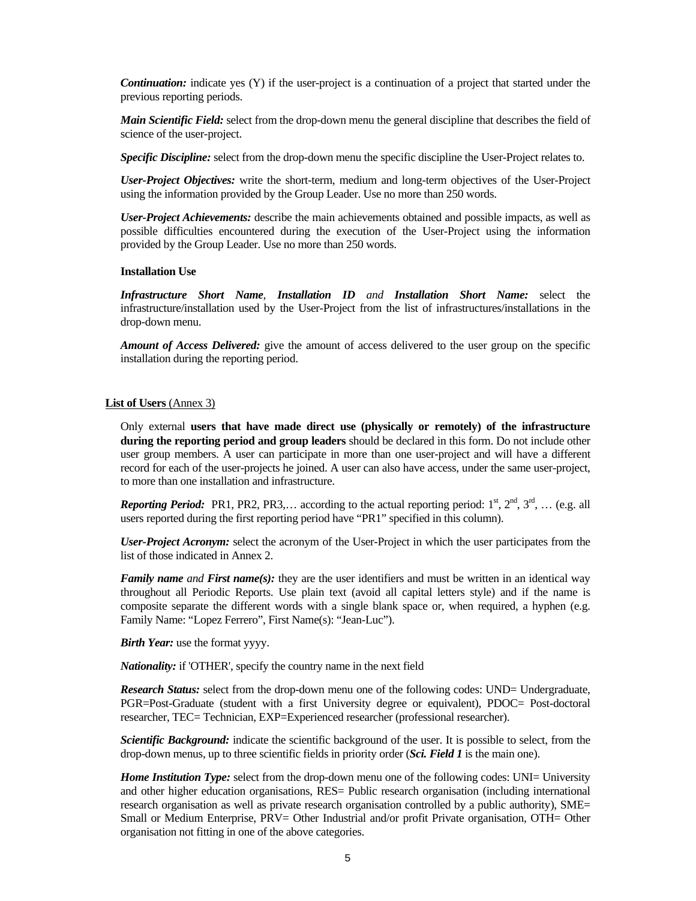***Continuation:*** indicate yes (Y) if the user-project is a continuation of a project that started under the previous reporting periods.

***Main Scientific Field:*** select from the drop-down menu the general discipline that describes the field of science of the user-project.

***Specific Discipline:*** select from the drop-down menu the specific discipline the User-Project relates to.

***User-Project Objectives:*** write the short-term, medium and long-term objectives of the User-Project using the information provided by the Group Leader. Use no more than 250 words.

***User-Project Achievements:*** describe the main achievements obtained and possible impacts, as well as possible difficulties encountered during the execution of the User-Project using the information provided by the Group Leader. Use no more than 250 words.

**Installation Use**

***Infrastructure Short Name****,* ***Installation ID*** *and* ***Installation Short Name:*** select the infrastructure/installation used by the User-Project from the list of infrastructures/installations in the drop-down menu.

***Amount of Access Delivered:*** give the amount of access delivered to the user group on the specific installation during the reporting period.

**List of Users** (Annex 3)

Only external **users that have made direct use (physically or remotely) of the infrastructure during the reporting period and group leaders** should be declared in this form. Do not include other user group members. A user can participate in more than one user-project and will have a different record for each of the user-projects he joined. A user can also have access, under the same user-project, to more than one installation and infrastructure.

***Reporting Period:*** PR1, PR2, PR3,… according to the actual reporting period: 1st, 2nd, 3rd, … (e.g. all users reported during the first reporting period have "PR1" specified in this column).

***User-Project Acronym:*** select the acronym of the User-Project in which the user participates from the list of those indicated in Annex 2.

***Family name*** *and* ***First name(s):*** they are the user identifiers and must be written in an identical way throughout all Periodic Reports. Use plain text (avoid all capital letters style) and if the name is composite separate the different words with a single blank space or, when required, a hyphen (e.g. Family Name: "Lopez Ferrero", First Name(s): "Jean-Luc").

***Birth Year:*** use the format yyyy.

***Nationality:*** if 'OTHER', specify the country name in the next field

***Research Status:*** select from the drop-down menu one of the following codes: UND= Undergraduate, PGR=Post-Graduate (student with a first University degree or equivalent), PDOC= Post-doctoral researcher, TEC= Technician, EXP=Experienced researcher (professional researcher).

***Scientific Background:*** indicate the scientific background of the user. It is possible to select, from the drop-down menus, up to three scientific fields in priority order (***Sci. Field 1*** is the main one).

***Home Institution Type:*** select from the drop-down menu one of the following codes: UNI= University and other higher education organisations, RES= Public research organisation (including international research organisation as well as private research organisation controlled by a public authority), SME= Small or Medium Enterprise, PRV= Other Industrial and/or profit Private organisation, OTH= Other organisation not fitting in one of the above categories.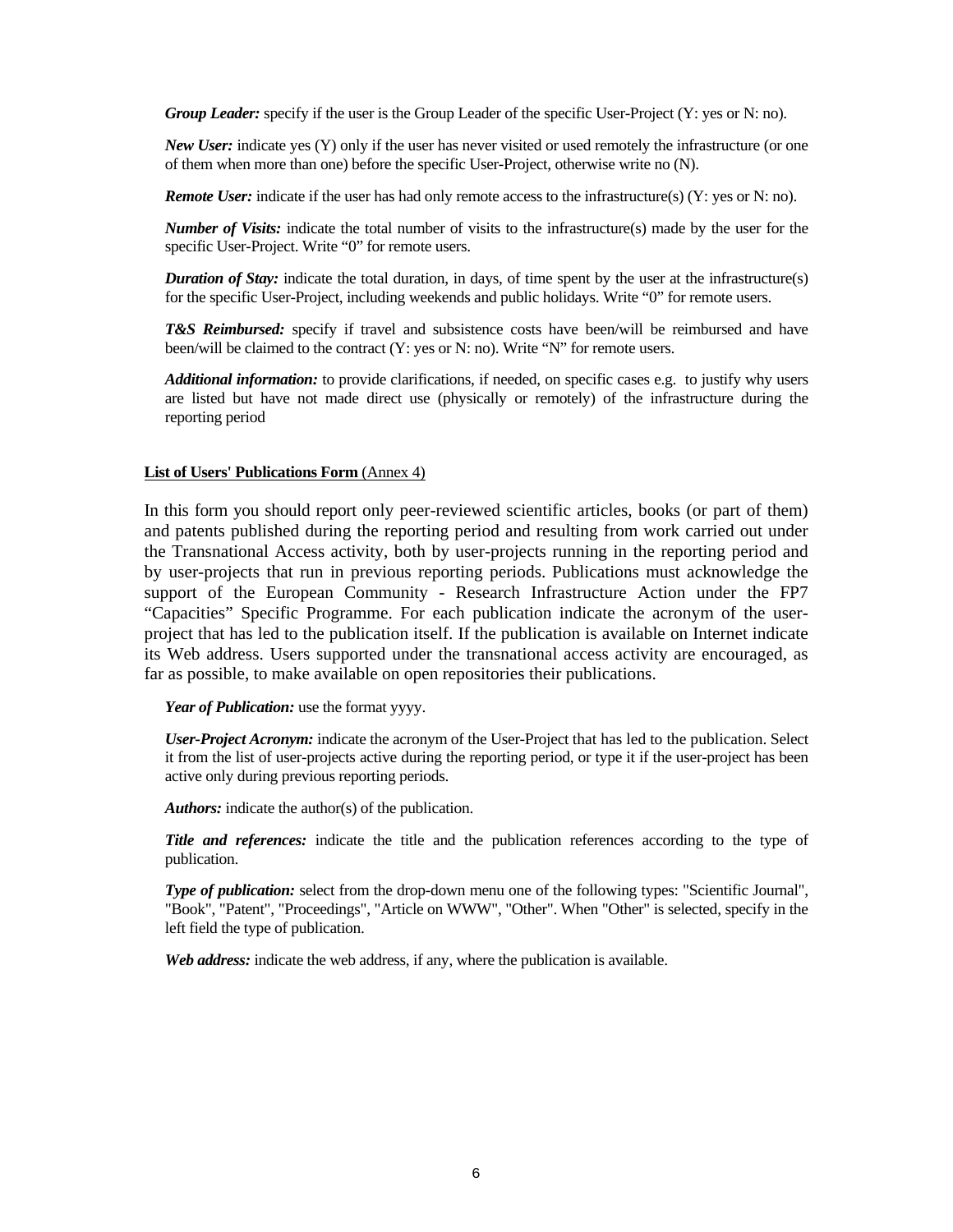***Group Leader:*** specify if the user is the Group Leader of the specific User-Project (Y: yes or N: no).

***New User:*** indicate yes (Y) only if the user has never visited or used remotely the infrastructure (or one of them when more than one) before the specific User-Project, otherwise write no (N).

***Remote User:*** indicate if the user has had only remote access to the infrastructure(s) (Y: yes or N: no).

***Number of Visits:*** indicate the total number of visits to the infrastructure(s) made by the user for the specific User-Project. Write "0" for remote users.

***Duration of Stay:*** indicate the total duration, in days, of time spent by the user at the infrastructure(s) for the specific User-Project, including weekends and public holidays. Write "0" for remote users.

***T&S Reimbursed:*** specify if travel and subsistence costs have been/will be reimbursed and have been/will be claimed to the contract (Y: yes or N: no). Write "N" for remote users.

***Additional information:*** to provide clarifications, if needed, on specific cases e.g. to justify why users are listed but have not made direct use (physically or remotely) of the infrastructure during the reporting period

**List of Users' Publications Form** (Annex 4)

In this form you should report only peer-reviewed scientific articles, books (or part of them) and patents published during the reporting period and resulting from work carried out under the Transnational Access activity, both by user-projects running in the reporting period and by user-projects that run in previous reporting periods. Publications must acknowledge the support of the European Community - Research Infrastructure Action under the FP7 "Capacities" Specific Programme. For each publication indicate the acronym of the user-project that has led to the publication itself. If the publication is available on Internet indicate its Web address. Users supported under the transnational access activity are encouraged, as far as possible, to make available on open repositories their publications.

***Year of Publication:*** use the format yyyy.

***User-Project Acronym:*** indicate the acronym of the User-Project that has led to the publication. Select it from the list of user-projects active during the reporting period, or type it if the user-project has been active only during previous reporting periods.

***Authors:*** indicate the author(s) of the publication.

***Title and references:*** indicate the title and the publication references according to the type of publication.

***Type of publication:*** select from the drop-down menu one of the following types: "Scientific Journal", "Book", "Patent", "Proceedings", "Article on WWW", "Other". When "Other" is selected, specify in the left field the type of publication.

***Web address:*** indicate the web address, if any, where the publication is available.